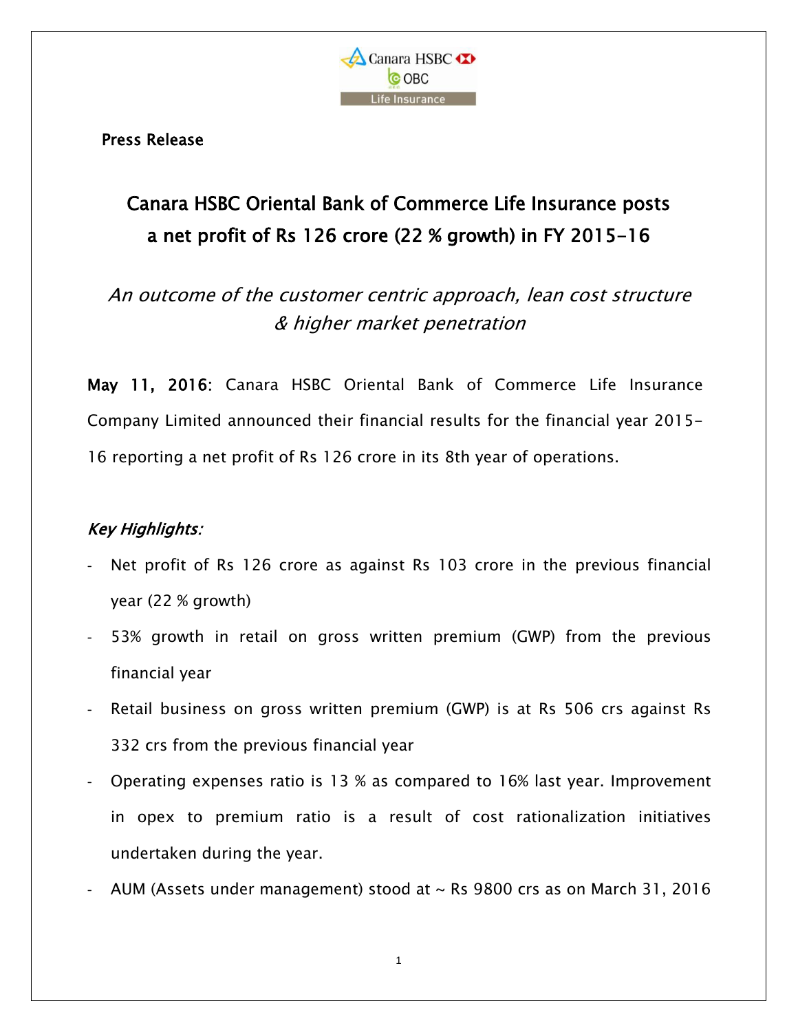Press Release

# Canara HSBC Oriental Bank of Commerce Life Insurance posts a net profit of Rs 126 crore (22 % growth) in FY 2015-16

*An outcome of the customer centric approach, lean cost structure & higher market penetration*

**May 11, 2016**: Canara HSBC Oriental Bank of Commerce Life Insurance Company Limited announced their financial results for the financial year 2015-16 reporting a net profit of Rs 126 crore in its 8th year of operations.

*Key Highlights:*

- Net profit of Rs 126 crore as against Rs 103 crore in the previous financial year (22 % growth)
- 53% growth in retail on gross written premium (GWP) from the previous financial year
- Retail business on gross written premium (GWP) is at Rs 506 crs against Rs 332 crs from the previous financial year
- Operating expenses ratio is 13 % as compared to 16% last year. Improvement in opex to premium ratio is a result of cost rationalization initiatives undertaken during the year.
- AUM (Assets under management) stood at ~ Rs 9800 crs as on March 31, 2016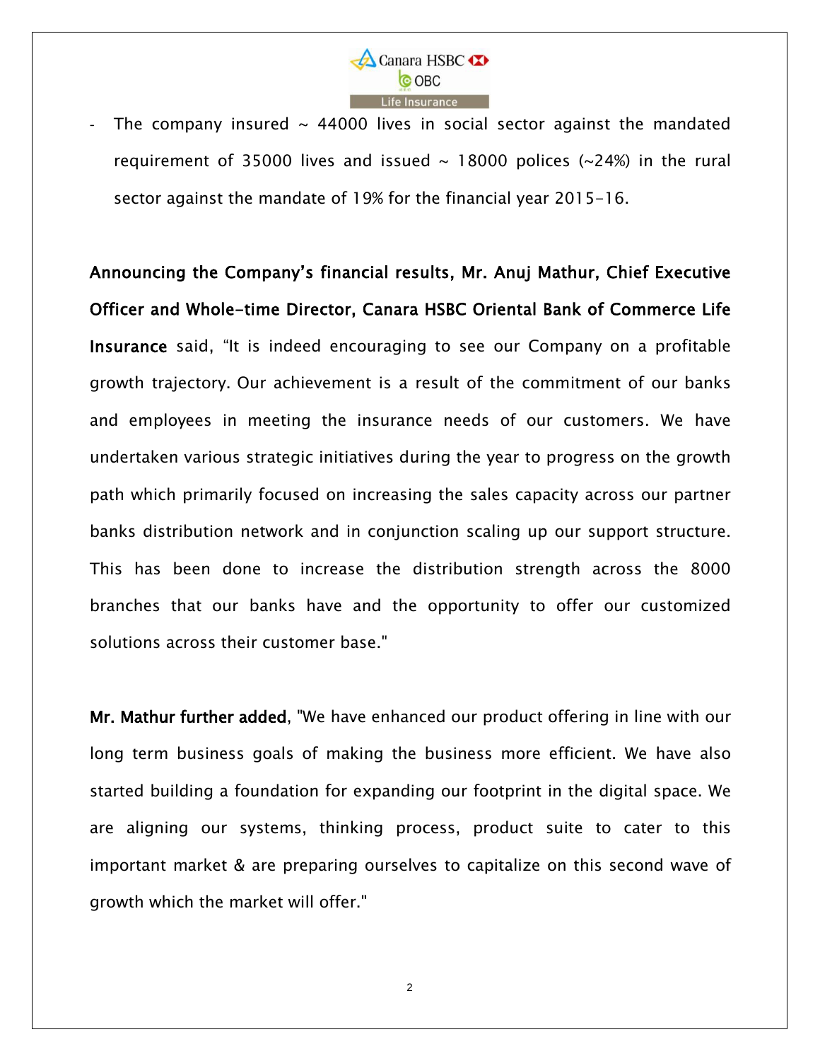- The company insured ~ 44000 lives in social sector against the mandated requirement of 35000 lives and issued ~ 18000 polices (~24%) in the rural sector against the mandate of 19% for the financial year 2015-16.

**Announcing the Company's financial results, Mr. Anuj Mathur, Chief Executive Officer and Whole-time Director, Canara HSBC Oriental Bank of Commerce Life Insurance** said, "It is indeed encouraging to see our Company on a profitable growth trajectory. Our achievement is a result of the commitment of our banks and employees in meeting the insurance needs of our customers. We have undertaken various strategic initiatives during the year to progress on the growth path which primarily focused on increasing the sales capacity across our partner banks distribution network and in conjunction scaling up our support structure. This has been done to increase the distribution strength across the 8000 branches that our banks have and the opportunity to offer our customized solutions across their customer base."

**Mr. Mathur further added**, "We have enhanced our product offering in line with our long term business goals of making the business more efficient. We have also started building a foundation for expanding our footprint in the digital space. We are aligning our systems, thinking process, product suite to cater to this important market & are preparing ourselves to capitalize on this second wave of growth which the market will offer."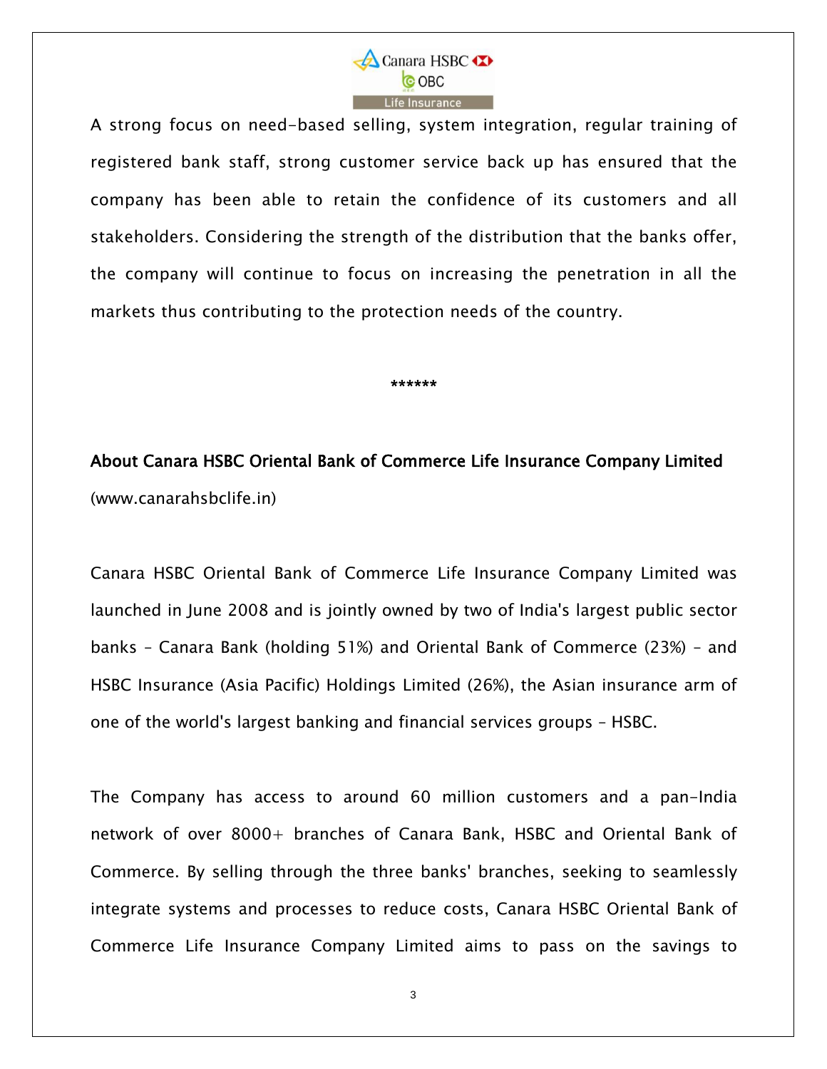A strong focus on need-based selling, system integration, regular training of registered bank staff, strong customer service back up has ensured that the company has been able to retain the confidence of its customers and all stakeholders. Considering the strength of the distribution that the banks offer, the company will continue to focus on increasing the penetration in all the markets thus contributing to the protection needs of the country.

******

**About Canara HSBC Oriental Bank of Commerce Life Insurance Company Limited**

(www.canarahsbclife.in)

Canara HSBC Oriental Bank of Commerce Life Insurance Company Limited was launched in June 2008 and is jointly owned by two of India's largest public sector banks - Canara Bank (holding 51%) and Oriental Bank of Commerce (23%) - and HSBC Insurance (Asia Pacific) Holdings Limited (26%), the Asian insurance arm of one of the world's largest banking and financial services groups - HSBC.

The Company has access to around 60 million customers and a pan-India network of over 8000+ branches of Canara Bank, HSBC and Oriental Bank of Commerce. By selling through the three banks' branches, seeking to seamlessly integrate systems and processes to reduce costs, Canara HSBC Oriental Bank of Commerce Life Insurance Company Limited aims to pass on the savings to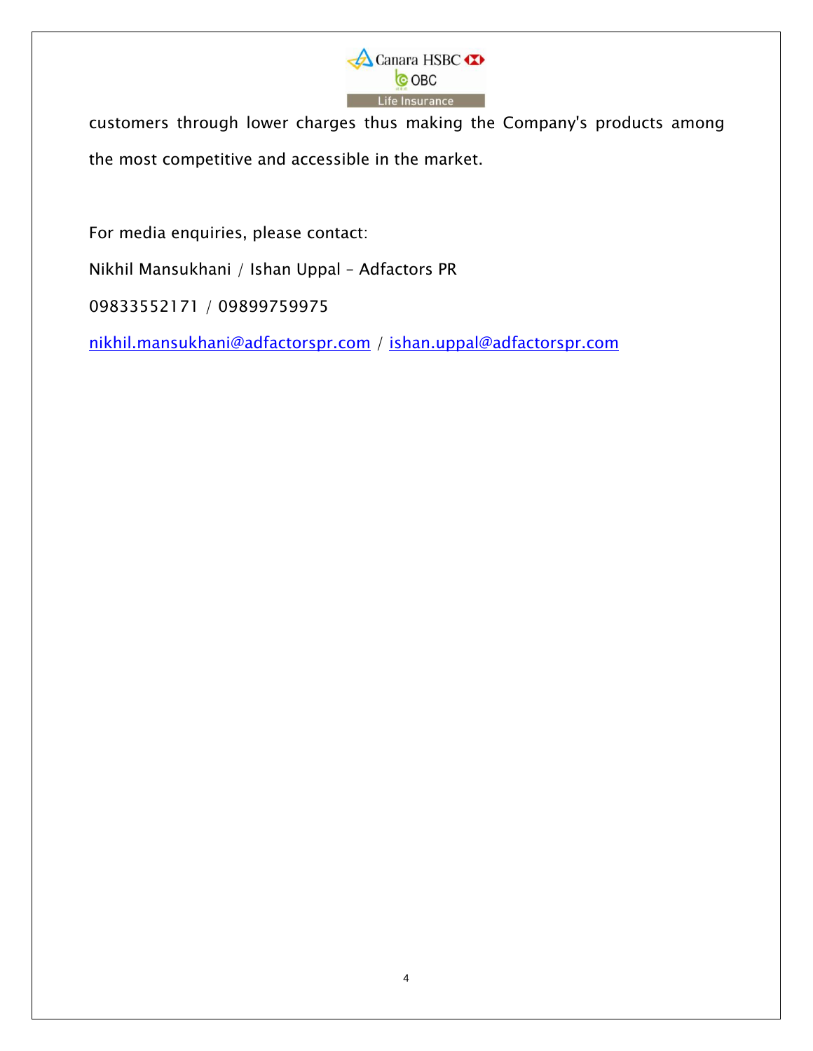customers through lower charges thus making the Company's products among the most competitive and accessible in the market.

For media enquiries, please contact:

Nikhil Mansukhani / Ishan Uppal – Adfactors PR

09833552171 / 09899759975

nikhil.mansukhani@adfactorspr.com / ishan.uppal@adfactorspr.com